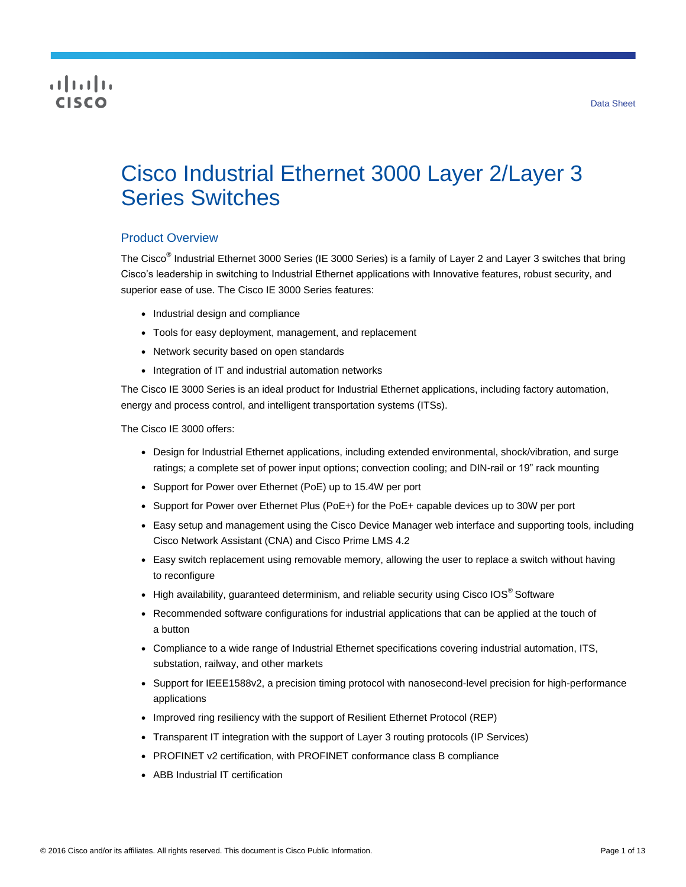Data Sheet

# Cisco Industrial Ethernet 3000 Layer 2/Layer 3 Series Switches

## Product Overview

The Cisco® Industrial Ethernet 3000 Series (IE 3000 Series) is a family of Layer 2 and Layer 3 switches that bring Cisco's leadership in switching to Industrial Ethernet applications with Innovative features, robust security, and superior ease of use. The Cisco IE 3000 Series features:

- Industrial design and compliance
- Tools for easy deployment, management, and replacement
- Network security based on open standards
- Integration of IT and industrial automation networks

The Cisco IE 3000 Series is an ideal product for Industrial Ethernet applications, including factory automation, energy and process control, and intelligent transportation systems (ITSs).

The Cisco IE 3000 offers:

- Design for Industrial Ethernet applications, including extended environmental, shock/vibration, and surge ratings; a complete set of power input options; convection cooling; and DIN-rail or 19" rack mounting
- Support for Power over Ethernet (PoE) up to 15.4W per port
- Support for Power over Ethernet Plus (PoE+) for the PoE+ capable devices up to 30W per port
- Easy setup and management using the Cisco Device Manager web interface and supporting tools, including Cisco Network Assistant (CNA) and Cisco Prime LMS 4.2
- Easy switch replacement using removable memory, allowing the user to replace a switch without having to reconfigure
- High availability, guaranteed determinism, and reliable security using Cisco IOS® Software
- Recommended software configurations for industrial applications that can be applied at the touch of a button
- Compliance to a wide range of Industrial Ethernet specifications covering industrial automation, ITS, substation, railway, and other markets
- Support for IEEE1588v2, a precision timing protocol with nanosecond-level precision for high-performance applications
- Improved ring resiliency with the support of Resilient Ethernet Protocol (REP)
- Transparent IT integration with the support of Layer 3 routing protocols (IP Services)
- PROFINET v2 certification, with PROFINET conformance class B compliance
- ABB Industrial IT certification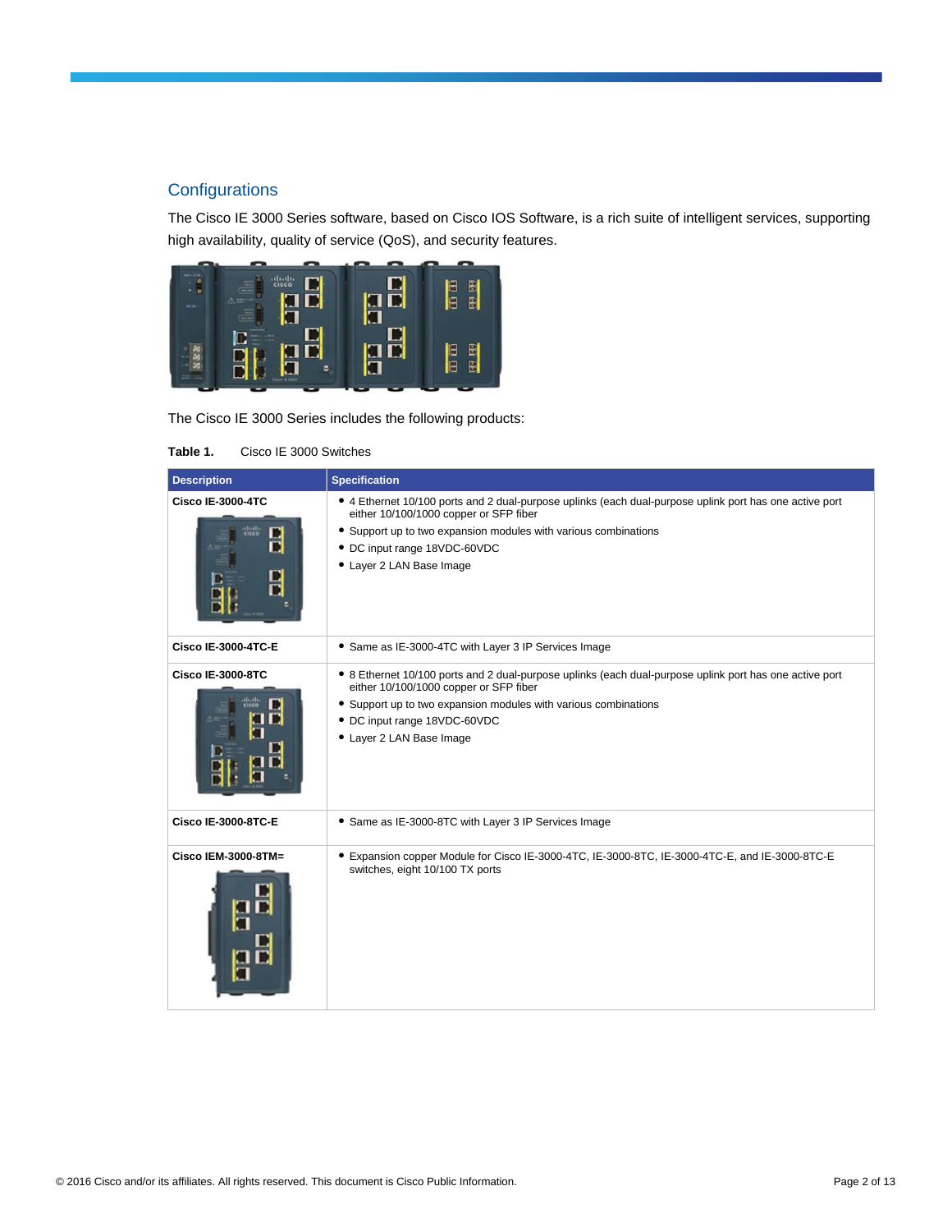## Configurations

The Cisco IE 3000 Series software, based on Cisco IOS Software, is a rich suite of intelligent services, supporting high availability, quality of service (QoS), and security features.

The Cisco IE 3000 Series includes the following products:

**Table 1.** Cisco IE 3000 Switches

| Description | Specification |
| --- | --- |
| **Cisco IE-3000-4TC** | • 4 Ethernet 10/100 ports and 2 dual-purpose uplinks (each dual-purpose uplink port has one active port either 10/100/1000 copper or SFP fiber<br>• Support up to two expansion modules with various combinations<br>• DC input range 18VDC-60VDC<br>• Layer 2 LAN Base Image |
| **Cisco IE-3000-4TC-E** | • Same as IE-3000-4TC with Layer 3 IP Services Image |
| **Cisco IE-3000-8TC** | • 8 Ethernet 10/100 ports and 2 dual-purpose uplinks (each dual-purpose uplink port has one active port either 10/100/1000 copper or SFP fiber<br>• Support up to two expansion modules with various combinations<br>• DC input range 18VDC-60VDC<br>• Layer 2 LAN Base Image |
| **Cisco IE-3000-8TC-E** | • Same as IE-3000-8TC with Layer 3 IP Services Image |
| **Cisco IEM-3000-8TM=** | • Expansion copper Module for Cisco IE-3000-4TC, IE-3000-8TC, IE-3000-4TC-E, and IE-3000-8TC-E switches, eight 10/100 TX ports |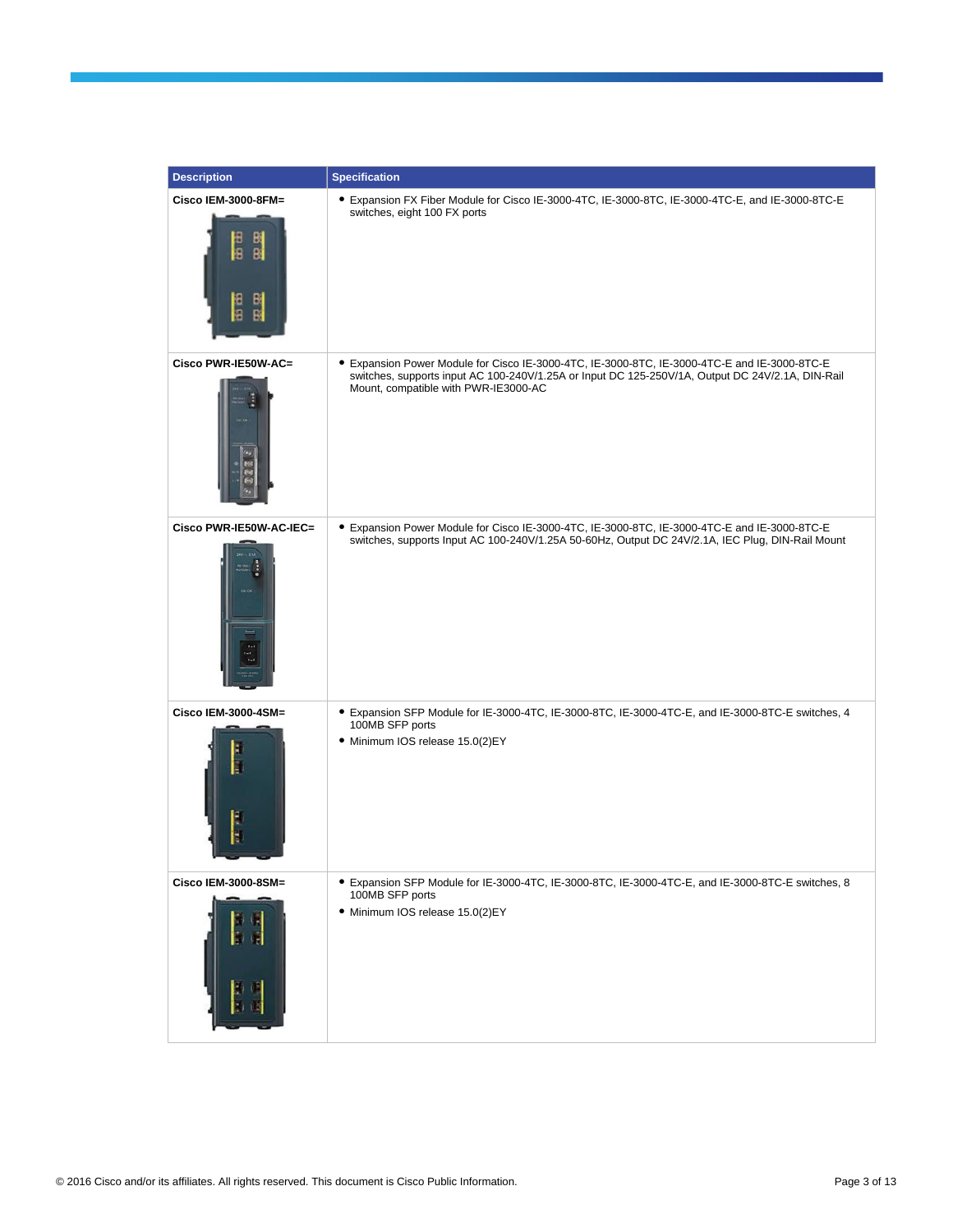| Description | Specification |
| --- | --- |
| **Cisco IEM-3000-8FM=** | • Expansion FX Fiber Module for Cisco IE-3000-4TC, IE-3000-8TC, IE-3000-4TC-E, and IE-3000-8TC-E switches, eight 100 FX ports |
| **Cisco PWR-IE50W-AC=** | • Expansion Power Module for Cisco IE-3000-4TC, IE-3000-8TC, IE-3000-4TC-E and IE-3000-8TC-E switches, supports input AC 100-240V/1.25A or Input DC 125-250V/1A, Output DC 24V/2.1A, DIN-Rail Mount, compatible with PWR-IE3000-AC |
| **Cisco PWR-IE50W-AC-IEC=** | • Expansion Power Module for Cisco IE-3000-4TC, IE-3000-8TC, IE-3000-4TC-E and IE-3000-8TC-E switches, supports Input AC 100-240V/1.25A 50-60Hz, Output DC 24V/2.1A, IEC Plug, DIN-Rail Mount |
| **Cisco IEM-3000-4SM=** | • Expansion SFP Module for IE-3000-4TC, IE-3000-8TC, IE-3000-4TC-E, and IE-3000-8TC-E switches, 4 100MB SFP ports<br>• Minimum IOS release 15.0(2)EY |
| **Cisco IEM-3000-8SM=** | • Expansion SFP Module for IE-3000-4TC, IE-3000-8TC, IE-3000-4TC-E, and IE-3000-8TC-E switches, 8 100MB SFP ports<br>• Minimum IOS release 15.0(2)EY |

© 2016 Cisco and/or its affiliates. All rights reserved. This document is Cisco Public Information.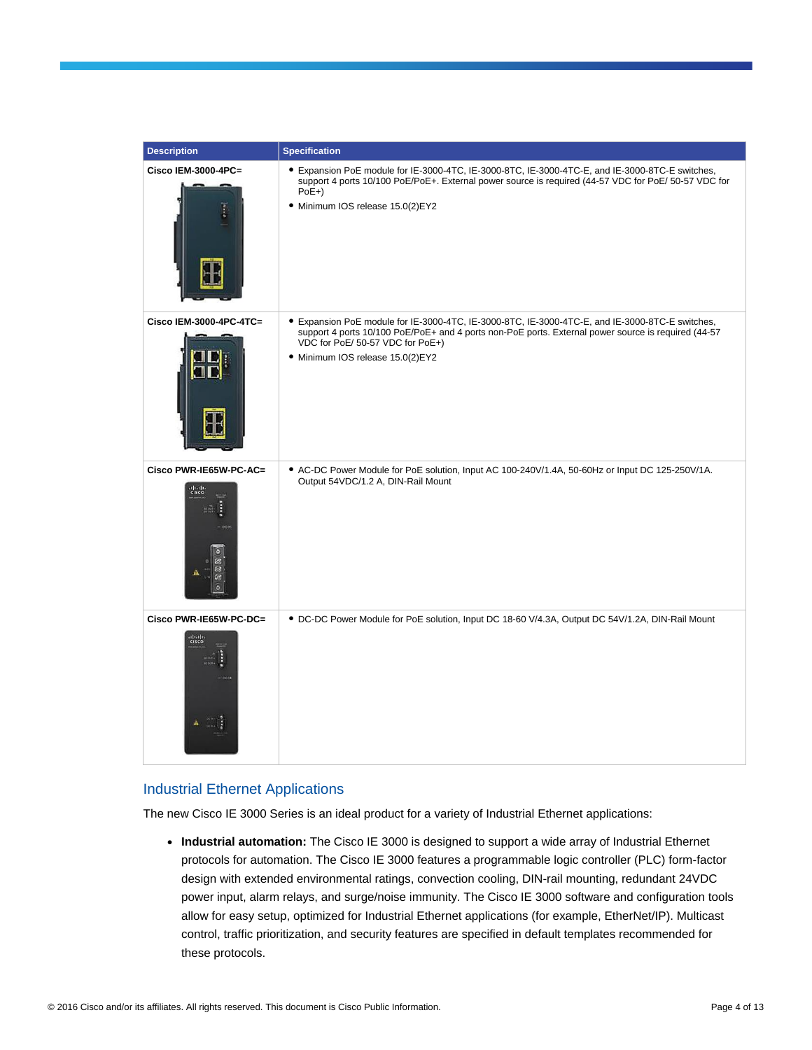| Description | Specification |
| --- | --- |
| **Cisco IEM-3000-4PC=** | • Expansion PoE module for IE-3000-4TC, IE-3000-8TC, IE-3000-4TC-E, and IE-3000-8TC-E switches, support 4 ports 10/100 PoE/PoE+. External power source is required (44-57 VDC for PoE/ 50-57 VDC for PoE+)<br>• Minimum IOS release 15.0(2)EY2 |
| **Cisco IEM-3000-4PC-4TC=** | • Expansion PoE module for IE-3000-4TC, IE-3000-8TC, IE-3000-4TC-E, and IE-3000-8TC-E switches, support 4 ports 10/100 PoE/PoE+ and 4 ports non-PoE ports. External power source is required (44-57 VDC for PoE/ 50-57 VDC for PoE+)<br>• Minimum IOS release 15.0(2)EY2 |
| **Cisco PWR-IE65W-PC-AC=** | • AC-DC Power Module for PoE solution, Input AC 100-240V/1.4A, 50-60Hz or Input DC 125-250V/1A. Output 54VDC/1.2 A, DIN-Rail Mount |
| **Cisco PWR-IE65W-PC-DC=** | • DC-DC Power Module for PoE solution, Input DC 18-60 V/4.3A, Output DC 54V/1.2A, DIN-Rail Mount |

## Industrial Ethernet Applications

The new Cisco IE 3000 Series is an ideal product for a variety of Industrial Ethernet applications:

- **Industrial automation:** The Cisco IE 3000 is designed to support a wide array of Industrial Ethernet protocols for automation. The Cisco IE 3000 features a programmable logic controller (PLC) form-factor design with extended environmental ratings, convection cooling, DIN-rail mounting, redundant 24VDC power input, alarm relays, and surge/noise immunity. The Cisco IE 3000 software and configuration tools allow for easy setup, optimized for Industrial Ethernet applications (for example, EtherNet/IP). Multicast control, traffic prioritization, and security features are specified in default templates recommended for these protocols.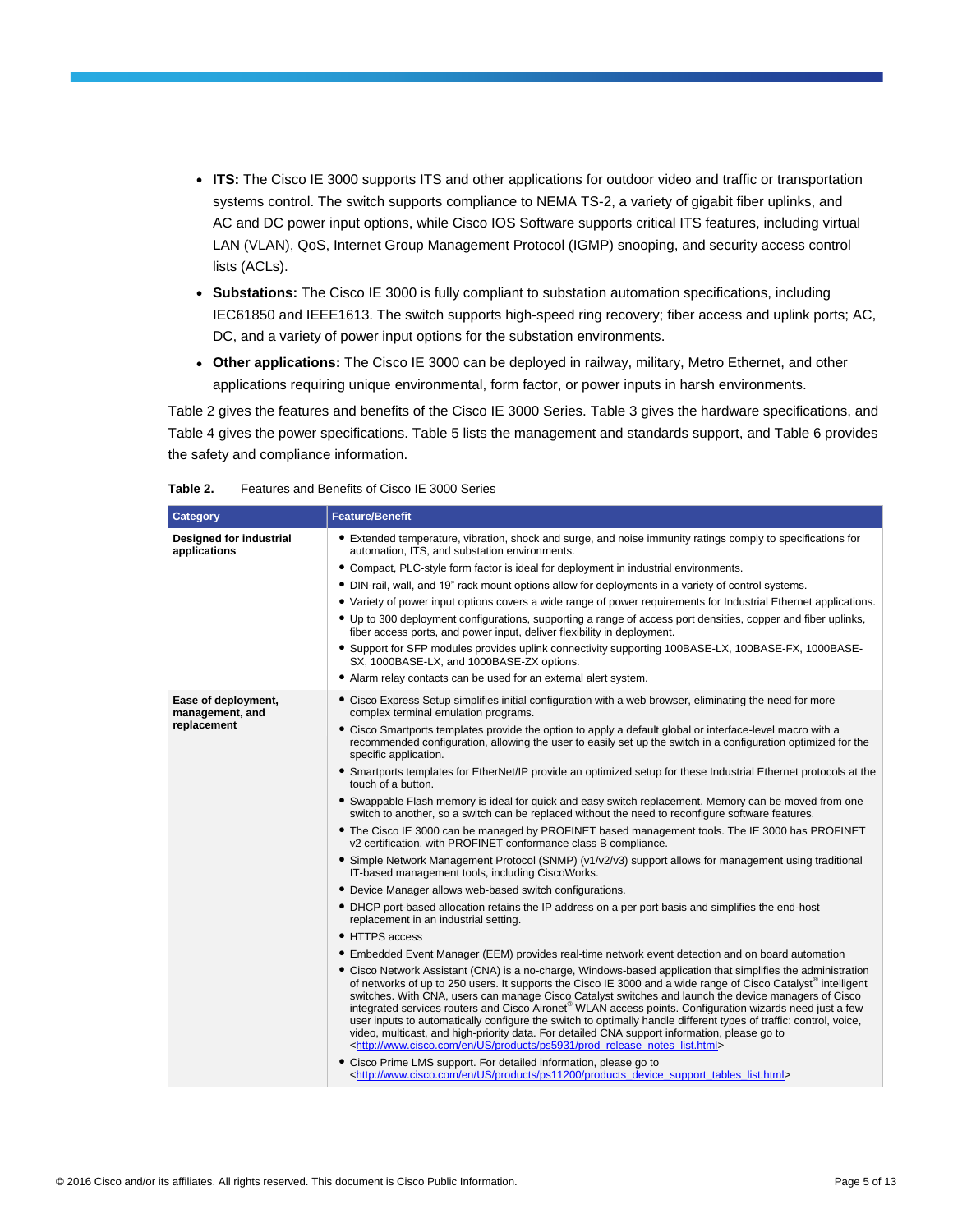- **ITS:** The Cisco IE 3000 supports ITS and other applications for outdoor video and traffic or transportation systems control. The switch supports compliance to NEMA TS-2, a variety of gigabit fiber uplinks, and AC and DC power input options, while Cisco IOS Software supports critical ITS features, including virtual LAN (VLAN), QoS, Internet Group Management Protocol (IGMP) snooping, and security access control lists (ACLs).
- **Substations:** The Cisco IE 3000 is fully compliant to substation automation specifications, including IEC61850 and IEEE1613. The switch supports high-speed ring recovery; fiber access and uplink ports; AC, DC, and a variety of power input options for the substation environments.
- **Other applications:** The Cisco IE 3000 can be deployed in railway, military, Metro Ethernet, and other applications requiring unique environmental, form factor, or power inputs in harsh environments.

Table 2 gives the features and benefits of the Cisco IE 3000 Series. Table 3 gives the hardware specifications, and Table 4 gives the power specifications. Table 5 lists the management and standards support, and Table 6 provides the safety and compliance information.

**Table 2.** Features and Benefits of Cisco IE 3000 Series

| Category | Feature/Benefit |
| --- | --- |
| **Designed for industrial applications** | • Extended temperature, vibration, shock and surge, and noise immunity ratings comply to specifications for automation, ITS, and substation environments.<br>• Compact, PLC-style form factor is ideal for deployment in industrial environments.<br>• DIN-rail, wall, and 19" rack mount options allow for deployments in a variety of control systems.<br>• Variety of power input options covers a wide range of power requirements for Industrial Ethernet applications.<br>• Up to 300 deployment configurations, supporting a range of access port densities, copper and fiber uplinks, fiber access ports, and power input, deliver flexibility in deployment.<br>• Support for SFP modules provides uplink connectivity supporting 100BASE-LX, 100BASE-FX, 1000BASE-SX, 1000BASE-LX, and 1000BASE-ZX options.<br>• Alarm relay contacts can be used for an external alert system. |
| **Ease of deployment, management, and replacement** | • Cisco Express Setup simplifies initial configuration with a web browser, eliminating the need for more complex terminal emulation programs.<br>• Cisco Smartports templates provide the option to apply a default global or interface-level macro with a recommended configuration, allowing the user to easily set up the switch in a configuration optimized for the specific application.<br>• Smartports templates for EtherNet/IP provide an optimized setup for these Industrial Ethernet protocols at the touch of a button.<br>• Swappable Flash memory is ideal for quick and easy switch replacement. Memory can be moved from one switch to another, so a switch can be replaced without the need to reconfigure software features.<br>• The Cisco IE 3000 can be managed by PROFINET based management tools. The IE 3000 has PROFINET v2 certification, with PROFINET conformance class B compliance.<br>• Simple Network Management Protocol (SNMP) (v1/v2/v3) support allows for management using traditional IT-based management tools, including CiscoWorks.<br>• Device Manager allows web-based switch configurations.<br>• DHCP port-based allocation retains the IP address on a per port basis and simplifies the end-host replacement in an industrial setting.<br>• HTTPS access<br>• Embedded Event Manager (EEM) provides real-time network event detection and on board automation<br>• Cisco Network Assistant (CNA) is a no-charge, Windows-based application that simplifies the administration of networks of up to 250 users. It supports the Cisco IE 3000 and a wide range of Cisco Catalyst® intelligent switches. With CNA, users can manage Cisco Catalyst switches and launch the device managers of Cisco integrated services routers and Cisco Aironet® WLAN access points. Configuration wizards need just a few user inputs to automatically configure the switch to optimally handle different types of traffic: control, voice, video, multicast, and high-priority data. For detailed CNA support information, please go to <http://www.cisco.com/en/US/products/ps5931/prod_release_notes_list.html><br>• Cisco Prime LMS support. For detailed information, please go to <http://www.cisco.com/en/US/products/ps11200/products_device_support_tables_list.html> |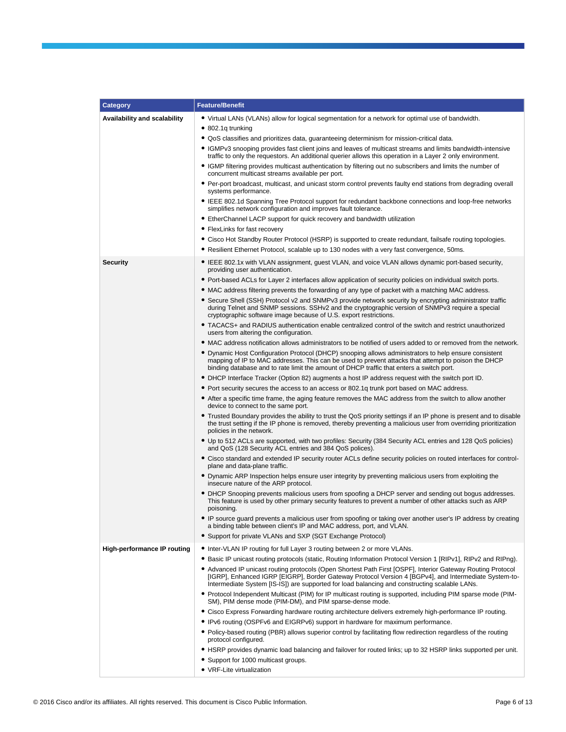| Category | Feature/Benefit |
|---|---|
| **Availability and scalability** | • Virtual LANs (VLANs) allow for logical segmentation for a network for optimal use of bandwidth.<br>• 802.1q trunking<br>• QoS classifies and prioritizes data, guaranteeing determinism for mission-critical data.<br>• IGMPv3 snooping provides fast client joins and leaves of multicast streams and limits bandwidth-intensive traffic to only the requestors. An additional querier allows this operation in a Layer 2 only environment.<br>• IGMP filtering provides multicast authentication by filtering out no subscribers and limits the number of concurrent multicast streams available per port.<br>• Per-port broadcast, multicast, and unicast storm control prevents faulty end stations from degrading overall systems performance.<br>• IEEE 802.1d Spanning Tree Protocol support for redundant backbone connections and loop-free networks simplifies network configuration and improves fault tolerance.<br>• EtherChannel LACP support for quick recovery and bandwidth utilization<br>• FlexLinks for fast recovery<br>• Cisco Hot Standby Router Protocol (HSRP) is supported to create redundant, failsafe routing topologies.<br>• Resilient Ethernet Protocol, scalable up to 130 nodes with a very fast convergence, 50ms. |
| **Security** | • IEEE 802.1x with VLAN assignment, guest VLAN, and voice VLAN allows dynamic port-based security, providing user authentication.<br>• Port-based ACLs for Layer 2 interfaces allow application of security policies on individual switch ports.<br>• MAC address filtering prevents the forwarding of any type of packet with a matching MAC address.<br>• Secure Shell (SSH) Protocol v2 and SNMPv3 provide network security by encrypting administrator traffic during Telnet and SNMP sessions. SSHv2 and the cryptographic version of SNMPv3 require a special cryptographic software image because of U.S. export restrictions.<br>• TACACS+ and RADIUS authentication enable centralized control of the switch and restrict unauthorized users from altering the configuration.<br>• MAC address notification allows administrators to be notified of users added to or removed from the network.<br>• Dynamic Host Configuration Protocol (DHCP) snooping allows administrators to help ensure consistent mapping of IP to MAC addresses. This can be used to prevent attacks that attempt to poison the DHCP binding database and to rate limit the amount of DHCP traffic that enters a switch port.<br>• DHCP Interface Tracker (Option 82) augments a host IP address request with the switch port ID.<br>• Port security secures the access to an access or 802.1q trunk port based on MAC address.<br>• After a specific time frame, the aging feature removes the MAC address from the switch to allow another device to connect to the same port.<br>• Trusted Boundary provides the ability to trust the QoS priority settings if an IP phone is present and to disable the trust setting if the IP phone is removed, thereby preventing a malicious user from overriding prioritization policies in the network.<br>• Up to 512 ACLs are supported, with two profiles: Security (384 Security ACL entries and 128 QoS policies) and QoS (128 Security ACL entries and 384 QoS polices).<br>• Cisco standard and extended IP security router ACLs define security policies on routed interfaces for control-plane and data-plane traffic.<br>• Dynamic ARP Inspection helps ensure user integrity by preventing malicious users from exploiting the insecure nature of the ARP protocol.<br>• DHCP Snooping prevents malicious users from spoofing a DHCP server and sending out bogus addresses. This feature is used by other primary security features to prevent a number of other attacks such as ARP poisoning.<br>• IP source guard prevents a malicious user from spoofing or taking over another user's IP address by creating a binding table between client's IP and MAC address, port, and VLAN.<br>• Support for private VLANs and SXP (SGT Exchange Protocol) |
| **High-performance IP routing** | • Inter-VLAN IP routing for full Layer 3 routing between 2 or more VLANs.<br>• Basic IP unicast routing protocols (static, Routing Information Protocol Version 1 [RIPv1], RIPv2 and RIPng).<br>• Advanced IP unicast routing protocols (Open Shortest Path First [OSPF], Interior Gateway Routing Protocol [IGRP], Enhanced IGRP [EIGRP], Border Gateway Protocol Version 4 [BGPv4], and Intermediate System-to-Intermediate System [IS-IS]) are supported for load balancing and constructing scalable LANs.<br>• Protocol Independent Multicast (PIM) for IP multicast routing is supported, including PIM sparse mode (PIM-SM), PIM dense mode (PIM-DM), and PIM sparse-dense mode.<br>• Cisco Express Forwarding hardware routing architecture delivers extremely high-performance IP routing.<br>• IPv6 routing (OSPFv6 and EIGRPv6) support in hardware for maximum performance.<br>• Policy-based routing (PBR) allows superior control by facilitating flow redirection regardless of the routing protocol configured.<br>• HSRP provides dynamic load balancing and failover for routed links; up to 32 HSRP links supported per unit.<br>• Support for 1000 multicast groups.<br>• VRF-Lite virtualization |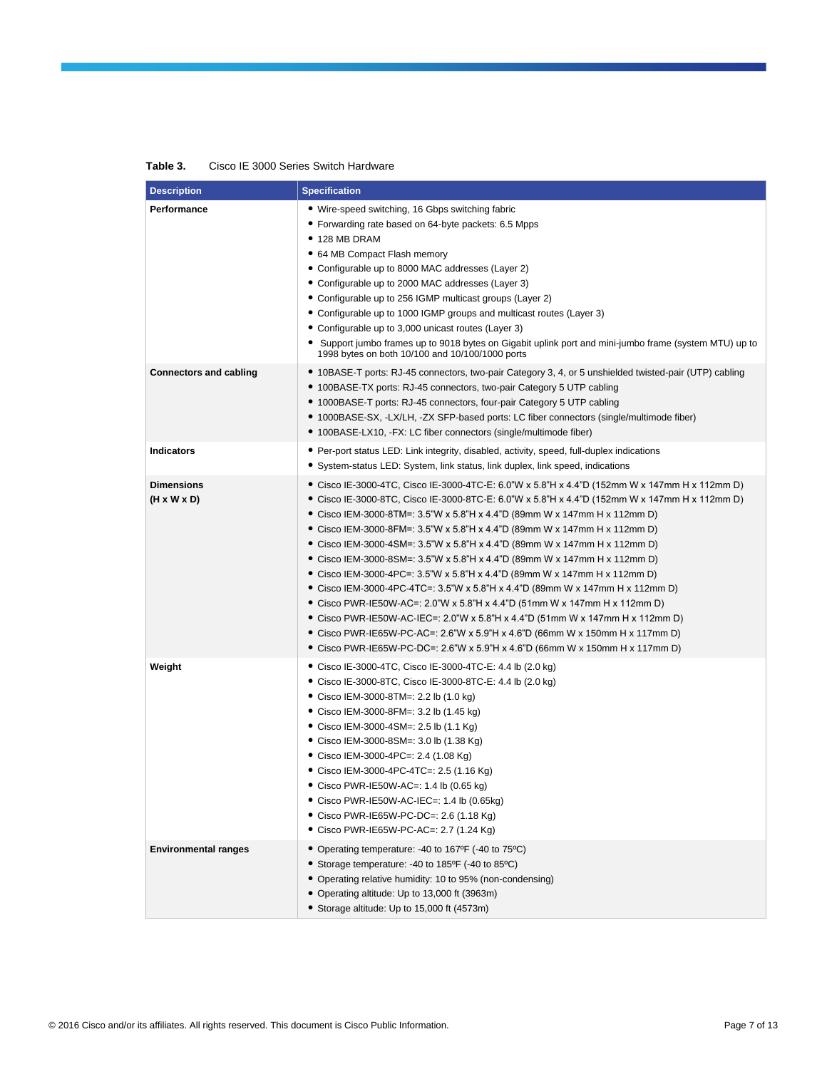**Table 3.** Cisco IE 3000 Series Switch Hardware

| Description | Specification |
|---|---|
| **Performance** | • Wire-speed switching, 16 Gbps switching fabric<br>• Forwarding rate based on 64-byte packets: 6.5 Mpps<br>• 128 MB DRAM<br>• 64 MB Compact Flash memory<br>• Configurable up to 8000 MAC addresses (Layer 2)<br>• Configurable up to 2000 MAC addresses (Layer 3)<br>• Configurable up to 256 IGMP multicast groups (Layer 2)<br>• Configurable up to 1000 IGMP groups and multicast routes (Layer 3)<br>• Configurable up to 3,000 unicast routes (Layer 3)<br>• Support jumbo frames up to 9018 bytes on Gigabit uplink port and mini-jumbo frame (system MTU) up to 1998 bytes on both 10/100 and 10/100/1000 ports |
| **Connectors and cabling** | • 10BASE-T ports: RJ-45 connectors, two-pair Category 3, 4, or 5 unshielded twisted-pair (UTP) cabling<br>• 100BASE-TX ports: RJ-45 connectors, two-pair Category 5 UTP cabling<br>• 1000BASE-T ports: RJ-45 connectors, four-pair Category 5 UTP cabling<br>• 1000BASE-SX, -LX/LH, -ZX SFP-based ports: LC fiber connectors (single/multimode fiber)<br>• 100BASE-LX10, -FX: LC fiber connectors (single/multimode fiber) |
| **Indicators** | • Per-port status LED: Link integrity, disabled, activity, speed, full-duplex indications<br>• System-status LED: System, link status, link duplex, link speed, indications |
| **Dimensions (H x W x D)** | • Cisco IE-3000-4TC, Cisco IE-3000-4TC-E: 6.0"W x 5.8"H x 4.4"D (152mm W x 147mm H x 112mm D)<br>• Cisco IE-3000-8TC, Cisco IE-3000-8TC-E: 6.0"W x 5.8"H x 4.4"D (152mm W x 147mm H x 112mm D)<br>• Cisco IEM-3000-8TM=: 3.5"W x 5.8"H x 4.4"D (89mm W x 147mm H x 112mm D)<br>• Cisco IEM-3000-8FM=: 3.5"W x 5.8"H x 4.4"D (89mm W x 147mm H x 112mm D)<br>• Cisco IEM-3000-4SM=: 3.5"W x 5.8"H x 4.4"D (89mm W x 147mm H x 112mm D)<br>• Cisco IEM-3000-8SM=: 3.5"W x 5.8"H x 4.4"D (89mm W x 147mm H x 112mm D)<br>• Cisco IEM-3000-4PC=: 3.5"W x 5.8"H x 4.4"D (89mm W x 147mm H x 112mm D)<br>• Cisco IEM-3000-4PC-4TC=: 3.5"W x 5.8"H x 4.4"D (89mm W x 147mm H x 112mm D)<br>• Cisco PWR-IE50W-AC=: 2.0"W x 5.8"H x 4.4"D (51mm W x 147mm H x 112mm D)<br>• Cisco PWR-IE50W-AC-IEC=: 2.0"W x 5.8"H x 4.4"D (51mm W x 147mm H x 112mm D)<br>• Cisco PWR-IE65W-PC-AC=: 2.6"W x 5.9"H x 4.6"D (66mm W x 150mm H x 117mm D)<br>• Cisco PWR-IE65W-PC-DC=: 2.6"W x 5.9"H x 4.6"D (66mm W x 150mm H x 117mm D) |
| **Weight** | • Cisco IE-3000-4TC, Cisco IE-3000-4TC-E: 4.4 lb (2.0 kg)<br>• Cisco IE-3000-8TC, Cisco IE-3000-8TC-E: 4.4 lb (2.0 kg)<br>• Cisco IEM-3000-8TM=: 2.2 lb (1.0 kg)<br>• Cisco IEM-3000-8FM=: 3.2 lb (1.45 kg)<br>• Cisco IEM-3000-4SM=: 2.5 lb (1.1 Kg)<br>• Cisco IEM-3000-8SM=: 3.0 lb (1.38 Kg)<br>• Cisco IEM-3000-4PC=: 2.4 (1.08 Kg)<br>• Cisco IEM-3000-4PC-4TC=: 2.5 (1.16 Kg)<br>• Cisco PWR-IE50W-AC=: 1.4 lb (0.65 kg)<br>• Cisco PWR-IE50W-AC-IEC=: 1.4 lb (0.65kg)<br>• Cisco PWR-IE65W-PC-DC=: 2.6 (1.18 Kg)<br>• Cisco PWR-IE65W-PC-AC=: 2.7 (1.24 Kg) |
| **Environmental ranges** | • Operating temperature: -40 to 167ºF (-40 to 75ºC)<br>• Storage temperature: -40 to 185ºF (-40 to 85ºC)<br>• Operating relative humidity: 10 to 95% (non-condensing)<br>• Operating altitude: Up to 13,000 ft (3963m)<br>• Storage altitude: Up to 15,000 ft (4573m) |

© 2016 Cisco and/or its affiliates. All rights reserved. This document is Cisco Public Information.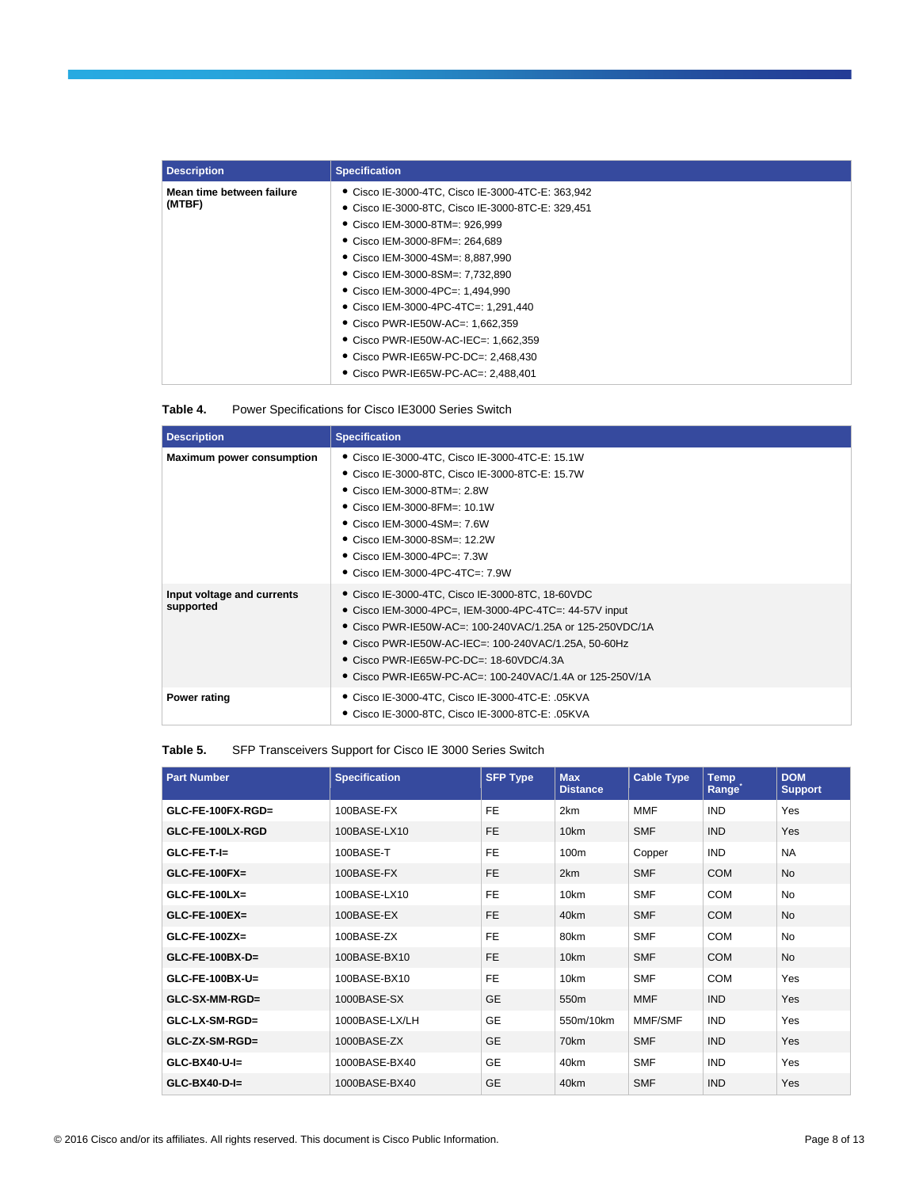| Description | Specification |
| --- | --- |
| **Mean time between failure (MTBF)** | • Cisco IE-3000-4TC, Cisco IE-3000-4TC-E: 363,942<br>• Cisco IE-3000-8TC, Cisco IE-3000-8TC-E: 329,451<br>• Cisco IEM-3000-8TM=: 926,999<br>• Cisco IEM-3000-8FM=: 264,689<br>• Cisco IEM-3000-4SM=: 8,887,990<br>• Cisco IEM-3000-8SM=: 7,732,890<br>• Cisco IEM-3000-4PC=: 1,494,990<br>• Cisco IEM-3000-4PC-4TC=: 1,291,440<br>• Cisco PWR-IE50W-AC=: 1,662,359<br>• Cisco PWR-IE50W-AC-IEC=: 1,662,359<br>• Cisco PWR-IE65W-PC-DC=: 2,468,430<br>• Cisco PWR-IE65W-PC-AC=: 2,488,401 |

**Table 4.** Power Specifications for Cisco IE3000 Series Switch

| Description | Specification |
| --- | --- |
| **Maximum power consumption** | • Cisco IE-3000-4TC, Cisco IE-3000-4TC-E: 15.1W<br>• Cisco IE-3000-8TC, Cisco IE-3000-8TC-E: 15.7W<br>• Cisco IEM-3000-8TM=: 2.8W<br>• Cisco IEM-3000-8FM=: 10.1W<br>• Cisco IEM-3000-4SM=: 7.6W<br>• Cisco IEM-3000-8SM=: 12.2W<br>• Cisco IEM-3000-4PC=: 7.3W<br>• Cisco IEM-3000-4PC-4TC=: 7.9W |
| **Input voltage and currents supported** | • Cisco IE-3000-4TC, Cisco IE-3000-8TC, 18-60VDC<br>• Cisco IEM-3000-4PC=, IEM-3000-4PC-4TC=: 44-57V input<br>• Cisco PWR-IE50W-AC=: 100-240VAC/1.25A or 125-250VDC/1A<br>• Cisco PWR-IE50W-AC-IEC=: 100-240VAC/1.25A, 50-60Hz<br>• Cisco PWR-IE65W-PC-DC=: 18-60VDC/4.3A<br>• Cisco PWR-IE65W-PC-AC=: 100-240VAC/1.4A or 125-250V/1A |
| **Power rating** | • Cisco IE-3000-4TC, Cisco IE-3000-4TC-E: .05KVA<br>• Cisco IE-3000-8TC, Cisco IE-3000-8TC-E: .05KVA |

**Table 5.** SFP Transceivers Support for Cisco IE 3000 Series Switch

| Part Number | Specification | SFP Type | Max Distance | Cable Type | Temp Range* | DOM Support |
| --- | --- | --- | --- | --- | --- | --- |
| **GLC-FE-100FX-RGD=** | 100BASE-FX | FE | 2km | MMF | IND | Yes |
| **GLC-FE-100LX-RGD** | 100BASE-LX10 | FE | 10km | SMF | IND | Yes |
| **GLC-FE-T-I=** | 100BASE-T | FE | 100m | Copper | IND | NA |
| **GLC-FE-100FX=** | 100BASE-FX | FE | 2km | SMF | COM | No |
| **GLC-FE-100LX=** | 100BASE-LX10 | FE | 10km | SMF | COM | No |
| **GLC-FE-100EX=** | 100BASE-EX | FE | 40km | SMF | COM | No |
| **GLC-FE-100ZX=** | 100BASE-ZX | FE | 80km | SMF | COM | No |
| **GLC-FE-100BX-D=** | 100BASE-BX10 | FE | 10km | SMF | COM | No |
| **GLC-FE-100BX-U=** | 100BASE-BX10 | FE | 10km | SMF | COM | Yes |
| **GLC-SX-MM-RGD=** | 1000BASE-SX | GE | 550m | MMF | IND | Yes |
| **GLC-LX-SM-RGD=** | 1000BASE-LX/LH | GE | 550m/10km | MMF/SMF | IND | Yes |
| **GLC-ZX-SM-RGD=** | 1000BASE-ZX | GE | 70km | SMF | IND | Yes |
| **GLC-BX40-U-I=** | 1000BASE-BX40 | GE | 40km | SMF | IND | Yes |
| **GLC-BX40-D-I=** | 1000BASE-BX40 | GE | 40km | SMF | IND | Yes |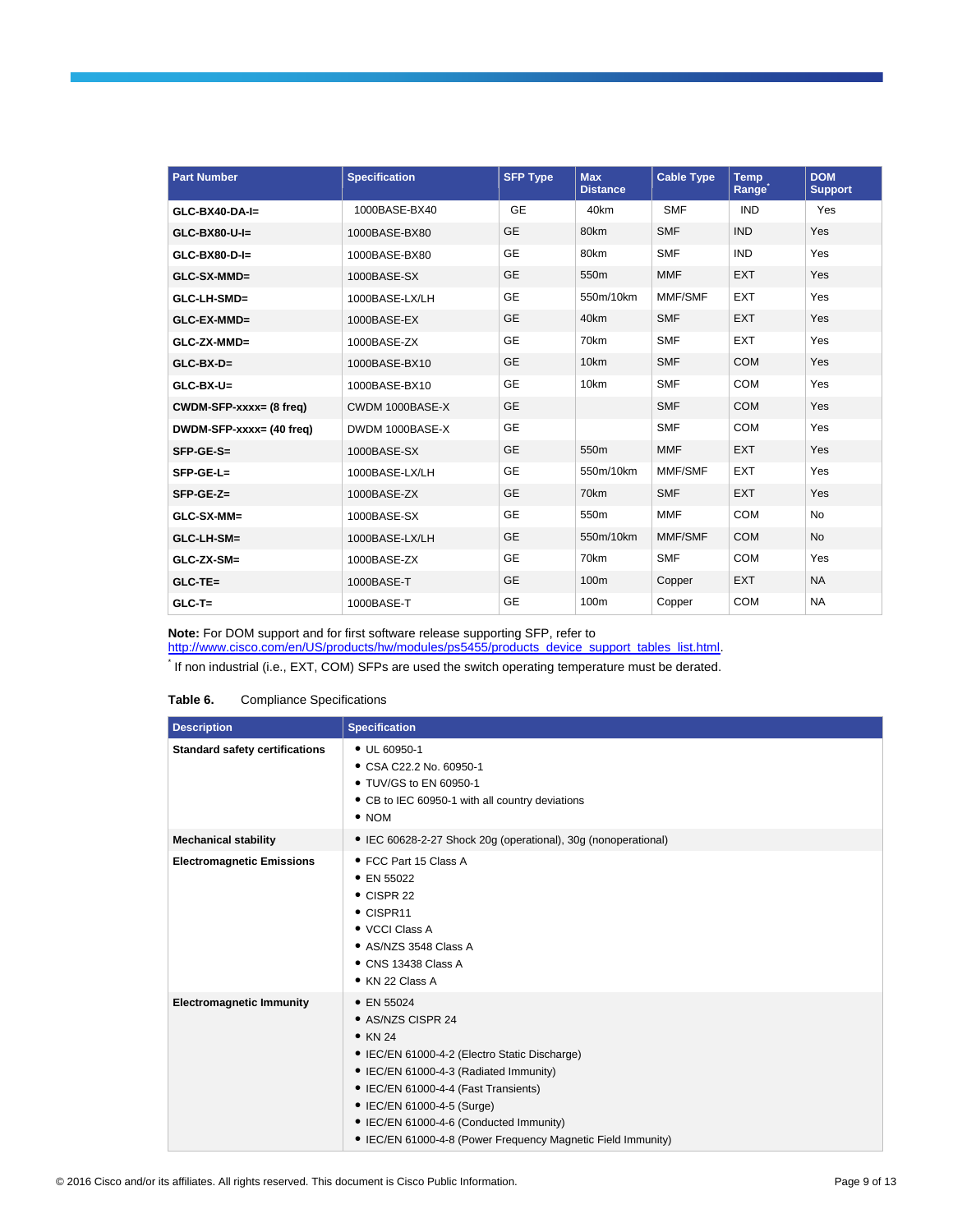| Part Number | Specification | SFP Type | Max Distance | Cable Type | Temp Range* | DOM Support |
|---|---|---|---|---|---|---|
| **GLC-BX40-DA-I=** | 1000BASE-BX40 | GE | 40km | SMF | IND | Yes |
| **GLC-BX80-U-I=** | 1000BASE-BX80 | GE | 80km | SMF | IND | Yes |
| **GLC-BX80-D-I=** | 1000BASE-BX80 | GE | 80km | SMF | IND | Yes |
| **GLC-SX-MMD=** | 1000BASE-SX | GE | 550m | MMF | EXT | Yes |
| **GLC-LH-SMD=** | 1000BASE-LX/LH | GE | 550m/10km | MMF/SMF | EXT | Yes |
| **GLC-EX-MMD=** | 1000BASE-EX | GE | 40km | SMF | EXT | Yes |
| **GLC-ZX-MMD=** | 1000BASE-ZX | GE | 70km | SMF | EXT | Yes |
| **GLC-BX-D=** | 1000BASE-BX10 | GE | 10km | SMF | COM | Yes |
| **GLC-BX-U=** | 1000BASE-BX10 | GE | 10km | SMF | COM | Yes |
| **CWDM-SFP-xxxx= (8 freq)** | CWDM 1000BASE-X | GE | | SMF | COM | Yes |
| **DWDM-SFP-xxxx= (40 freq)** | DWDM 1000BASE-X | GE | | SMF | COM | Yes |
| **SFP-GE-S=** | 1000BASE-SX | GE | 550m | MMF | EXT | Yes |
| **SFP-GE-L=** | 1000BASE-LX/LH | GE | 550m/10km | MMF/SMF | EXT | Yes |
| **SFP-GE-Z=** | 1000BASE-ZX | GE | 70km | SMF | EXT | Yes |
| **GLC-SX-MM=** | 1000BASE-SX | GE | 550m | MMF | COM | No |
| **GLC-LH-SM=** | 1000BASE-LX/LH | GE | 550m/10km | MMF/SMF | COM | No |
| **GLC-ZX-SM=** | 1000BASE-ZX | GE | 70km | SMF | COM | Yes |
| **GLC-TE=** | 1000BASE-T | GE | 100m | Copper | EXT | NA |
| **GLC-T=** | 1000BASE-T | GE | 100m | Copper | COM | NA |

**Note:** For DOM support and for first software release supporting SFP, refer to http://www.cisco.com/en/US/products/hw/modules/ps5455/products_device_support_tables_list.html.

* If non industrial (i.e., EXT, COM) SFPs are used the switch operating temperature must be derated.

**Table 6.** Compliance Specifications

| Description | Specification |
|---|---|
| **Standard safety certifications** | • UL 60950-1<br>• CSA C22.2 No. 60950-1<br>• TUV/GS to EN 60950-1<br>• CB to IEC 60950-1 with all country deviations<br>• NOM |
| **Mechanical stability** | • IEC 60628-2-27 Shock 20g (operational), 30g (nonoperational) |
| **Electromagnetic Emissions** | • FCC Part 15 Class A<br>• EN 55022<br>• CISPR 22<br>• CISPR11<br>• VCCI Class A<br>• AS/NZS 3548 Class A<br>• CNS 13438 Class A<br>• KN 22 Class A |
| **Electromagnetic Immunity** | • EN 55024<br>• AS/NZS CISPR 24<br>• KN 24<br>• IEC/EN 61000-4-2 (Electro Static Discharge)<br>• IEC/EN 61000-4-3 (Radiated Immunity)<br>• IEC/EN 61000-4-4 (Fast Transients)<br>• IEC/EN 61000-4-5 (Surge)<br>• IEC/EN 61000-4-6 (Conducted Immunity)<br>• IEC/EN 61000-4-8 (Power Frequency Magnetic Field Immunity) |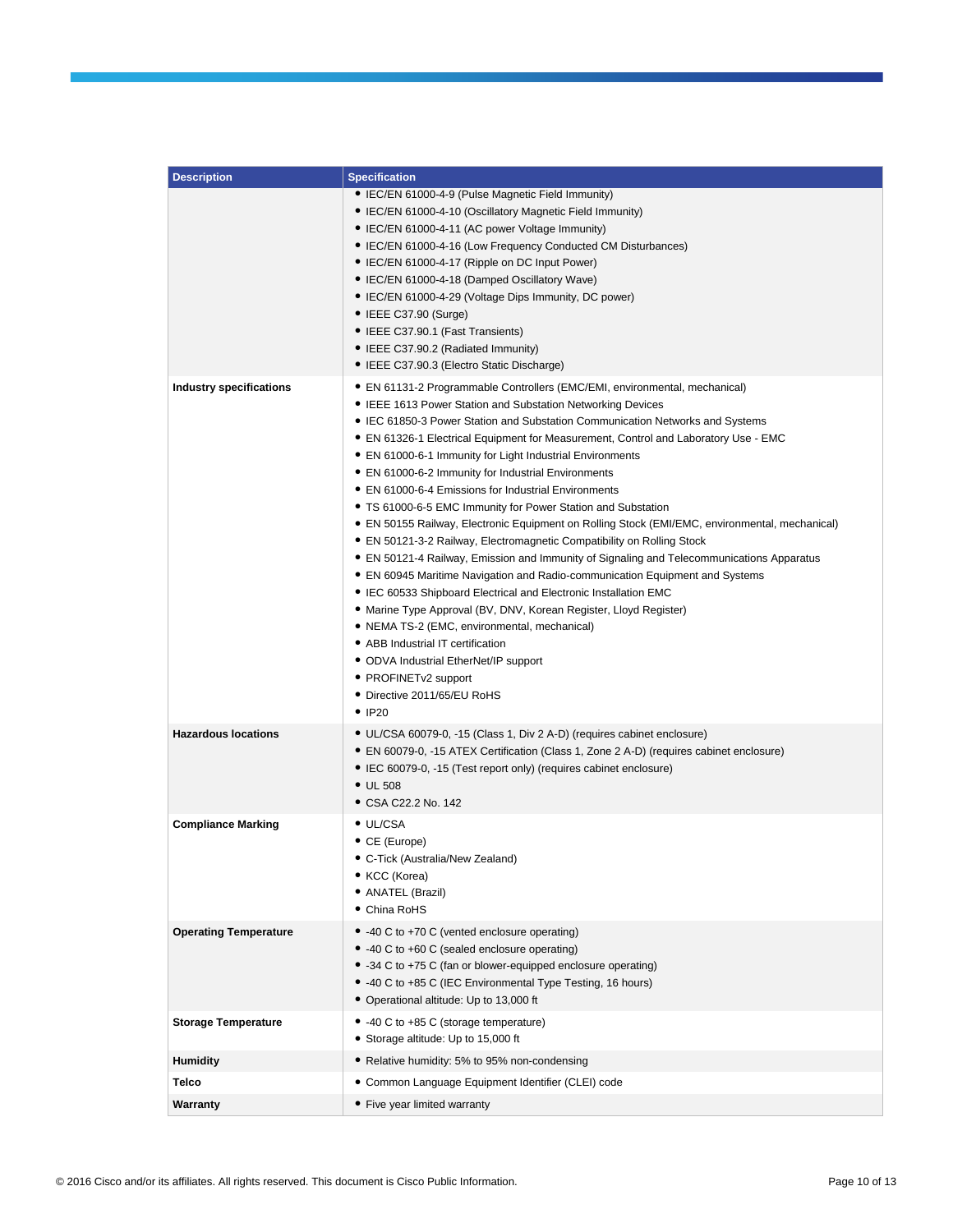| Description | Specification |
| --- | --- |
| | • IEC/EN 61000-4-9 (Pulse Magnetic Field Immunity)<br>• IEC/EN 61000-4-10 (Oscillatory Magnetic Field Immunity)<br>• IEC/EN 61000-4-11 (AC power Voltage Immunity)<br>• IEC/EN 61000-4-16 (Low Frequency Conducted CM Disturbances)<br>• IEC/EN 61000-4-17 (Ripple on DC Input Power)<br>• IEC/EN 61000-4-18 (Damped Oscillatory Wave)<br>• IEC/EN 61000-4-29 (Voltage Dips Immunity, DC power)<br>• IEEE C37.90 (Surge)<br>• IEEE C37.90.1 (Fast Transients)<br>• IEEE C37.90.2 (Radiated Immunity)<br>• IEEE C37.90.3 (Electro Static Discharge) |
| **Industry specifications** | • EN 61131-2 Programmable Controllers (EMC/EMI, environmental, mechanical)<br>• IEEE 1613 Power Station and Substation Networking Devices<br>• IEC 61850-3 Power Station and Substation Communication Networks and Systems<br>• EN 61326-1 Electrical Equipment for Measurement, Control and Laboratory Use - EMC<br>• EN 61000-6-1 Immunity for Light Industrial Environments<br>• EN 61000-6-2 Immunity for Industrial Environments<br>• EN 61000-6-4 Emissions for Industrial Environments<br>• TS 61000-6-5 EMC Immunity for Power Station and Substation<br>• EN 50155 Railway, Electronic Equipment on Rolling Stock (EMI/EMC, environmental, mechanical)<br>• EN 50121-3-2 Railway, Electromagnetic Compatibility on Rolling Stock<br>• EN 50121-4 Railway, Emission and Immunity of Signaling and Telecommunications Apparatus<br>• EN 60945 Maritime Navigation and Radio-communication Equipment and Systems<br>• IEC 60533 Shipboard Electrical and Electronic Installation EMC<br>• Marine Type Approval (BV, DNV, Korean Register, Lloyd Register)<br>• NEMA TS-2 (EMC, environmental, mechanical)<br>• ABB Industrial IT certification<br>• ODVA Industrial EtherNet/IP support<br>• PROFINETv2 support<br>• Directive 2011/65/EU RoHS<br>• IP20 |
| **Hazardous locations** | • UL/CSA 60079-0, -15 (Class 1, Div 2 A-D) (requires cabinet enclosure)<br>• EN 60079-0, -15 ATEX Certification (Class 1, Zone 2 A-D) (requires cabinet enclosure)<br>• IEC 60079-0, -15 (Test report only) (requires cabinet enclosure)<br>• UL 508<br>• CSA C22.2 No. 142 |
| **Compliance Marking** | • UL/CSA<br>• CE (Europe)<br>• C-Tick (Australia/New Zealand)<br>• KCC (Korea)<br>• ANATEL (Brazil)<br>• China RoHS |
| **Operating Temperature** | • -40 C to +70 C (vented enclosure operating)<br>• -40 C to +60 C (sealed enclosure operating)<br>• -34 C to +75 C (fan or blower-equipped enclosure operating)<br>• -40 C to +85 C (IEC Environmental Type Testing, 16 hours)<br>• Operational altitude: Up to 13,000 ft |
| **Storage Temperature** | • -40 C to +85 C (storage temperature)<br>• Storage altitude: Up to 15,000 ft |
| **Humidity** | • Relative humidity: 5% to 95% non-condensing |
| **Telco** | • Common Language Equipment Identifier (CLEI) code |
| **Warranty** | • Five year limited warranty |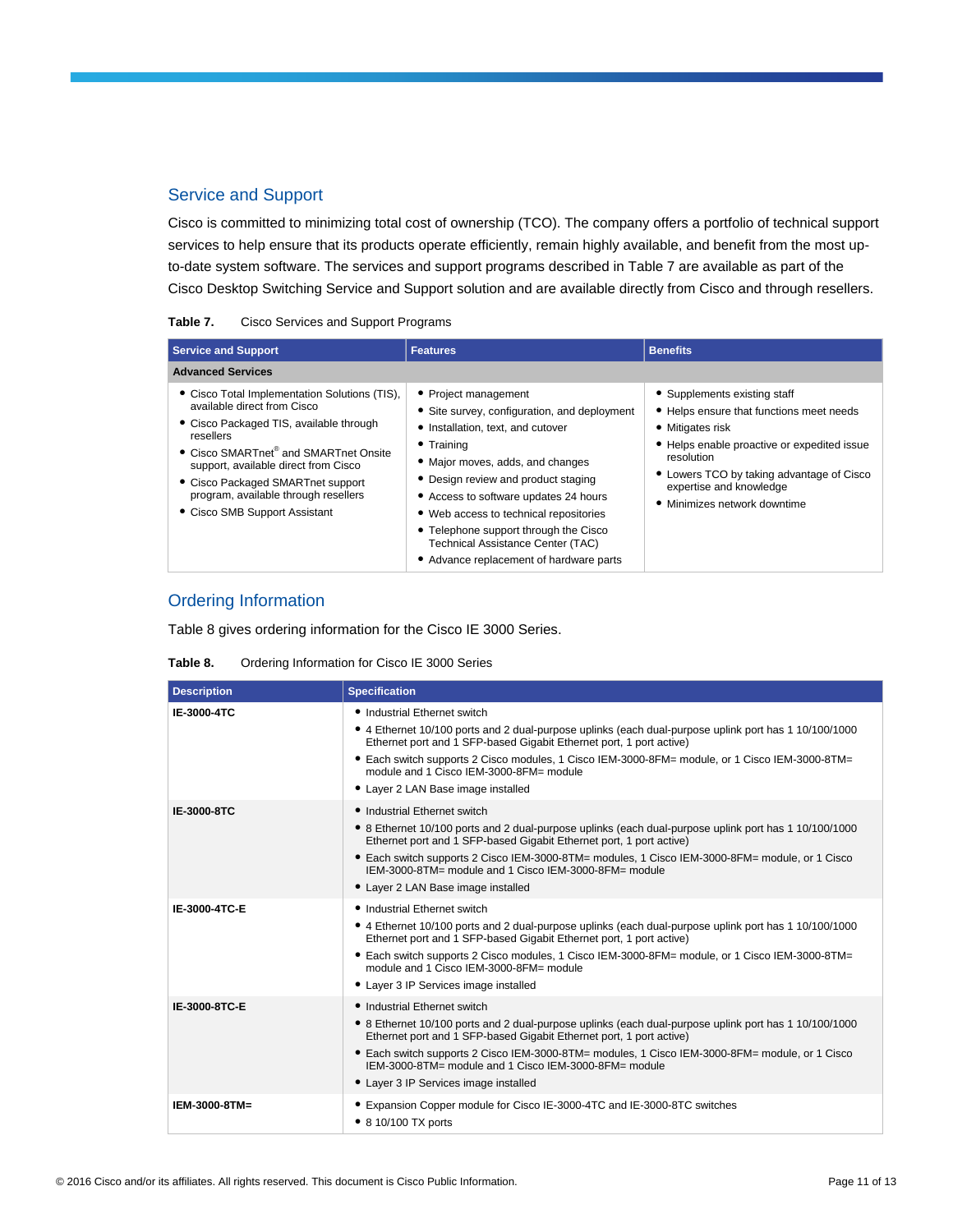## Service and Support

Cisco is committed to minimizing total cost of ownership (TCO). The company offers a portfolio of technical support services to help ensure that its products operate efficiently, remain highly available, and benefit from the most up-to-date system software. The services and support programs described in Table 7 are available as part of the Cisco Desktop Switching Service and Support solution and are available directly from Cisco and through resellers.

**Table 7.** Cisco Services and Support Programs

| Service and Support | Features | Benefits |
|---|---|---|
| **Advanced Services** | | |
| • Cisco Total Implementation Solutions (TIS), available direct from Cisco<br>• Cisco Packaged TIS, available through resellers<br>• Cisco SMARTnet® and SMARTnet Onsite support, available direct from Cisco<br>• Cisco Packaged SMARTnet support program, available through resellers<br>• Cisco SMB Support Assistant | • Project management<br>• Site survey, configuration, and deployment<br>• Installation, text, and cutover<br>• Training<br>• Major moves, adds, and changes<br>• Design review and product staging<br>• Access to software updates 24 hours<br>• Web access to technical repositories<br>• Telephone support through the Cisco Technical Assistance Center (TAC)<br>• Advance replacement of hardware parts | • Supplements existing staff<br>• Helps ensure that functions meet needs<br>• Mitigates risk<br>• Helps enable proactive or expedited issue resolution<br>• Lowers TCO by taking advantage of Cisco expertise and knowledge<br>• Minimizes network downtime |

## Ordering Information

Table 8 gives ordering information for the Cisco IE 3000 Series.

**Table 8.** Ordering Information for Cisco IE 3000 Series

| Description | Specification |
|---|---|
| **IE-3000-4TC** | • Industrial Ethernet switch<br>• 4 Ethernet 10/100 ports and 2 dual-purpose uplinks (each dual-purpose uplink port has 1 10/100/1000 Ethernet port and 1 SFP-based Gigabit Ethernet port, 1 port active)<br>• Each switch supports 2 Cisco modules, 1 Cisco IEM-3000-8FM= module, or 1 Cisco IEM-3000-8TM= module and 1 Cisco IEM-3000-8FM= module<br>• Layer 2 LAN Base image installed |
| **IE-3000-8TC** | • Industrial Ethernet switch<br>• 8 Ethernet 10/100 ports and 2 dual-purpose uplinks (each dual-purpose uplink port has 1 10/100/1000 Ethernet port and 1 SFP-based Gigabit Ethernet port, 1 port active)<br>• Each switch supports 2 Cisco IEM-3000-8TM= modules, 1 Cisco IEM-3000-8FM= module, or 1 Cisco IEM-3000-8TM= module and 1 Cisco IEM-3000-8FM= module<br>• Layer 2 LAN Base image installed |
| **IE-3000-4TC-E** | • Industrial Ethernet switch<br>• 4 Ethernet 10/100 ports and 2 dual-purpose uplinks (each dual-purpose uplink port has 1 10/100/1000 Ethernet port and 1 SFP-based Gigabit Ethernet port, 1 port active)<br>• Each switch supports 2 Cisco modules, 1 Cisco IEM-3000-8FM= module, or 1 Cisco IEM-3000-8TM= module and 1 Cisco IEM-3000-8FM= module<br>• Layer 3 IP Services image installed |
| **IE-3000-8TC-E** | • Industrial Ethernet switch<br>• 8 Ethernet 10/100 ports and 2 dual-purpose uplinks (each dual-purpose uplink port has 1 10/100/1000 Ethernet port and 1 SFP-based Gigabit Ethernet port, 1 port active)<br>• Each switch supports 2 Cisco IEM-3000-8TM= modules, 1 Cisco IEM-3000-8FM= module, or 1 Cisco IEM-3000-8TM= module and 1 Cisco IEM-3000-8FM= module<br>• Layer 3 IP Services image installed |
| **IEM-3000-8TM=** | • Expansion Copper module for Cisco IE-3000-4TC and IE-3000-8TC switches<br>• 8 10/100 TX ports |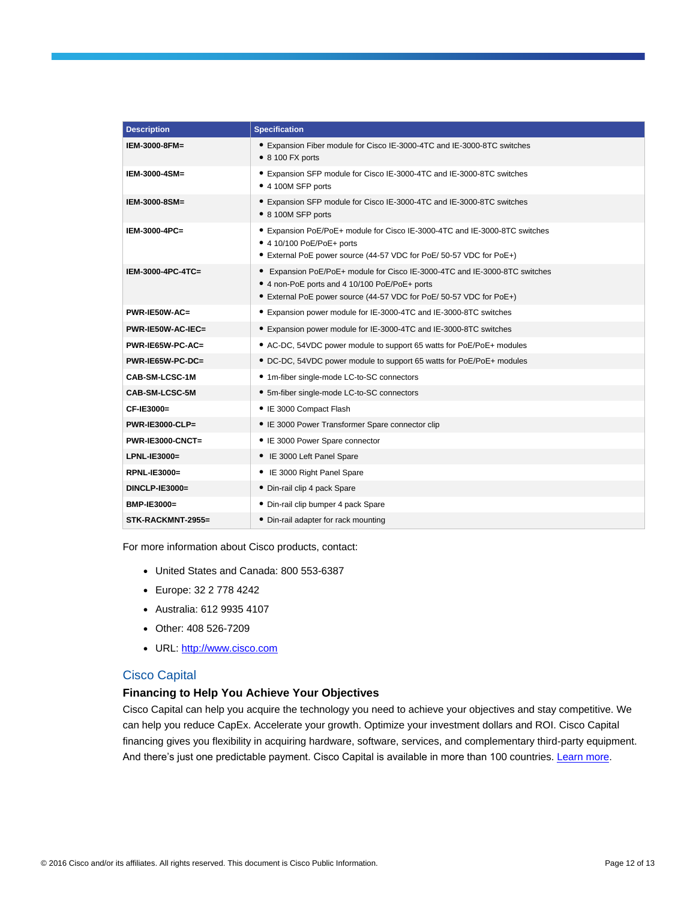| Description | Specification |
| --- | --- |
| **IEM-3000-8FM=** | • Expansion Fiber module for Cisco IE-3000-4TC and IE-3000-8TC switches<br>• 8 100 FX ports |
| **IEM-3000-4SM=** | • Expansion SFP module for Cisco IE-3000-4TC and IE-3000-8TC switches<br>• 4 100M SFP ports |
| **IEM-3000-8SM=** | • Expansion SFP module for Cisco IE-3000-4TC and IE-3000-8TC switches<br>• 8 100M SFP ports |
| **IEM-3000-4PC=** | • Expansion PoE/PoE+ module for Cisco IE-3000-4TC and IE-3000-8TC switches<br>• 4 10/100 PoE/PoE+ ports<br>• External PoE power source (44-57 VDC for PoE/ 50-57 VDC for PoE+) |
| **IEM-3000-4PC-4TC=** | • Expansion PoE/PoE+ module for Cisco IE-3000-4TC and IE-3000-8TC switches<br>• 4 non-PoE ports and 4 10/100 PoE/PoE+ ports<br>• External PoE power source (44-57 VDC for PoE/ 50-57 VDC for PoE+) |
| **PWR-IE50W-AC=** | • Expansion power module for IE-3000-4TC and IE-3000-8TC switches |
| **PWR-IE50W-AC-IEC=** | • Expansion power module for IE-3000-4TC and IE-3000-8TC switches |
| **PWR-IE65W-PC-AC=** | • AC-DC, 54VDC power module to support 65 watts for PoE/PoE+ modules |
| **PWR-IE65W-PC-DC=** | • DC-DC, 54VDC power module to support 65 watts for PoE/PoE+ modules |
| **CAB-SM-LCSC-1M** | • 1m-fiber single-mode LC-to-SC connectors |
| **CAB-SM-LCSC-5M** | • 5m-fiber single-mode LC-to-SC connectors |
| **CF-IE3000=** | • IE 3000 Compact Flash |
| **PWR-IE3000-CLP=** | • IE 3000 Power Transformer Spare connector clip |
| **PWR-IE3000-CNCT=** | • IE 3000 Power Spare connector |
| **LPNL-IE3000=** | • IE 3000 Left Panel Spare |
| **RPNL-IE3000=** | • IE 3000 Right Panel Spare |
| **DINCLP-IE3000=** | • Din-rail clip 4 pack Spare |
| **BMP-IE3000=** | • Din-rail clip bumper 4 pack Spare |
| **STK-RACKMNT-2955=** | • Din-rail adapter for rack mounting |

For more information about Cisco products, contact:

- United States and Canada: 800 553-6387
- Europe: 32 2 778 4242
- Australia: 612 9935 4107
- Other: 408 526-7209
- URL: [http://www.cisco.com](http://www.cisco.com)

## Cisco Capital

### Financing to Help You Achieve Your Objectives

Cisco Capital can help you acquire the technology you need to achieve your objectives and stay competitive. We can help you reduce CapEx. Accelerate your growth. Optimize your investment dollars and ROI. Cisco Capital financing gives you flexibility in acquiring hardware, software, services, and complementary third-party equipment. And there's just one predictable payment. Cisco Capital is available in more than 100 countries. Learn more.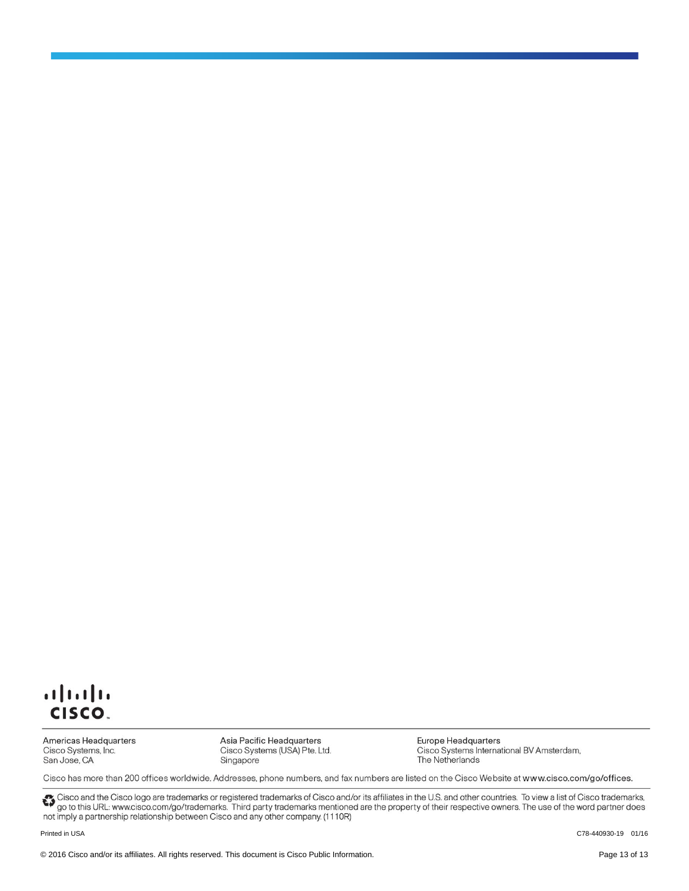Americas Headquarters
Cisco Systems, Inc.
San Jose, CA

Asia Pacific Headquarters
Cisco Systems (USA) Pte. Ltd.
Singapore

Europe Headquarters
Cisco Systems International BV Amsterdam,
The Netherlands

Cisco has more than 200 offices worldwide. Addresses, phone numbers, and fax numbers are listed on the Cisco Website at **www.cisco.com/go/offices.**

Cisco and the Cisco logo are trademarks or registered trademarks of Cisco and/or its affiliates in the U.S. and other countries. To view a list of Cisco trademarks, go to this URL: www.cisco.com/go/trademarks. Third party trademarks mentioned are the property of their respective owners. The use of the word partner does not imply a partnership relationship between Cisco and any other company. (1110R)

Printed in USA C78-440930-19 01/16